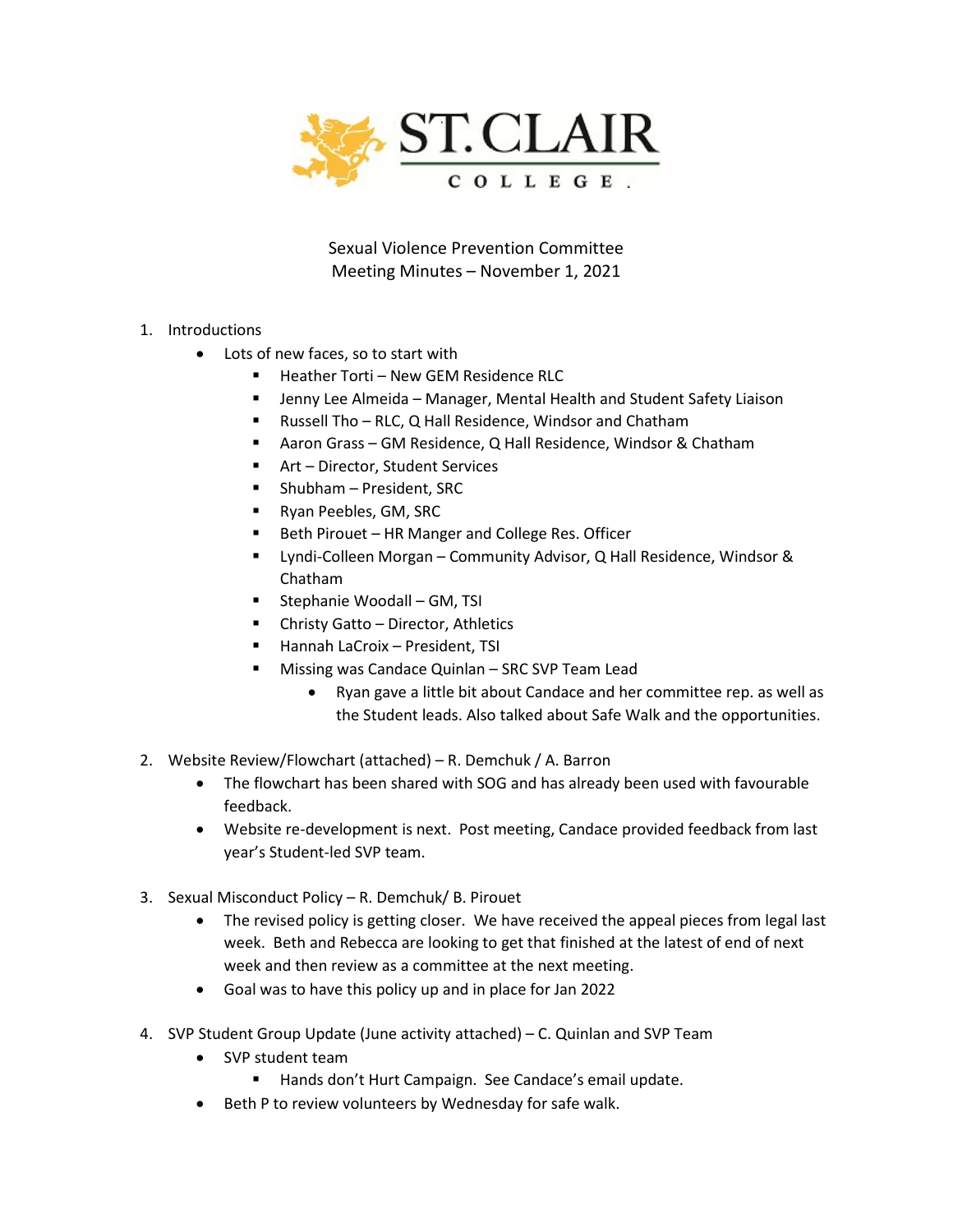# ST. CLAIR COLLEGE

Sexual Violence Prevention Committee
Meeting Minutes – November 1, 2021

1. Introductions
   - Lots of new faces, so to start with
     - Heather Torti – New GEM Residence RLC
     - Jenny Lee Almeida – Manager, Mental Health and Student Safety Liaison
     - Russell Tho – RLC, Q Hall Residence, Windsor and Chatham
     - Aaron Grass – GM Residence, Q Hall Residence, Windsor & Chatham
     - Art – Director, Student Services
     - Shubham – President, SRC
     - Ryan Peebles, GM, SRC
     - Beth Pirouet – HR Manger and College Res. Officer
     - Lyndi-Colleen Morgan – Community Advisor, Q Hall Residence, Windsor & Chatham
     - Stephanie Woodall – GM, TSI
     - Christy Gatto – Director, Athletics
     - Hannah LaCroix – President, TSI
     - Missing was Candace Quinlan – SRC SVP Team Lead
       - Ryan gave a little bit about Candace and her committee rep. as well as the Student leads. Also talked about Safe Walk and the opportunities.

2. Website Review/Flowchart (attached) – R. Demchuk / A. Barron
   - The flowchart has been shared with SOG and has already been used with favourable feedback.
   - Website re-development is next. Post meeting, Candace provided feedback from last year's Student-led SVP team.

3. Sexual Misconduct Policy – R. Demchuk/ B. Pirouet
   - The revised policy is getting closer. We have received the appeal pieces from legal last week. Beth and Rebecca are looking to get that finished at the latest of end of next week and then review as a committee at the next meeting.
   - Goal was to have this policy up and in place for Jan 2022

4. SVP Student Group Update (June activity attached) – C. Quinlan and SVP Team
   - SVP student team
     - Hands don't Hurt Campaign. See Candace's email update.
   - Beth P to review volunteers by Wednesday for safe walk.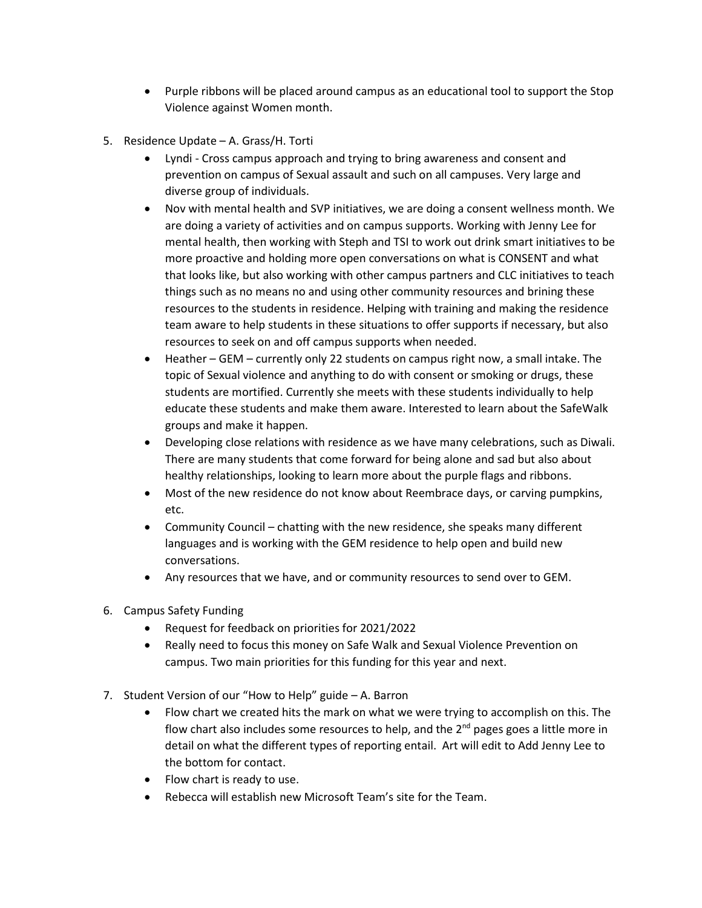- Purple ribbons will be placed around campus as an educational tool to support the Stop Violence against Women month.

5. Residence Update – A. Grass/H. Torti
    - Lyndi - Cross campus approach and trying to bring awareness and consent and prevention on campus of Sexual assault and such on all campuses. Very large and diverse group of individuals.
    - Nov with mental health and SVP initiatives, we are doing a consent wellness month. We are doing a variety of activities and on campus supports. Working with Jenny Lee for mental health, then working with Steph and TSI to work out drink smart initiatives to be more proactive and holding more open conversations on what is CONSENT and what that looks like, but also working with other campus partners and CLC initiatives to teach things such as no means no and using other community resources and brining these resources to the students in residence. Helping with training and making the residence team aware to help students in these situations to offer supports if necessary, but also resources to seek on and off campus supports when needed.
    - Heather – GEM – currently only 22 students on campus right now, a small intake. The topic of Sexual violence and anything to do with consent or smoking or drugs, these students are mortified. Currently she meets with these students individually to help educate these students and make them aware. Interested to learn about the SafeWalk groups and make it happen.
    - Developing close relations with residence as we have many celebrations, such as Diwali. There are many students that come forward for being alone and sad but also about healthy relationships, looking to learn more about the purple flags and ribbons.
    - Most of the new residence do not know about Reembrace days, or carving pumpkins, etc.
    - Community Council – chatting with the new residence, she speaks many different languages and is working with the GEM residence to help open and build new conversations.
    - Any resources that we have, and or community resources to send over to GEM.

6. Campus Safety Funding
    - Request for feedback on priorities for 2021/2022
    - Really need to focus this money on Safe Walk and Sexual Violence Prevention on campus. Two main priorities for this funding for this year and next.

7. Student Version of our "How to Help" guide – A. Barron
    - Flow chart we created hits the mark on what we were trying to accomplish on this. The flow chart also includes some resources to help, and the 2nd pages goes a little more in detail on what the different types of reporting entail. Art will edit to Add Jenny Lee to the bottom for contact.
    - Flow chart is ready to use.
    - Rebecca will establish new Microsoft Team's site for the Team.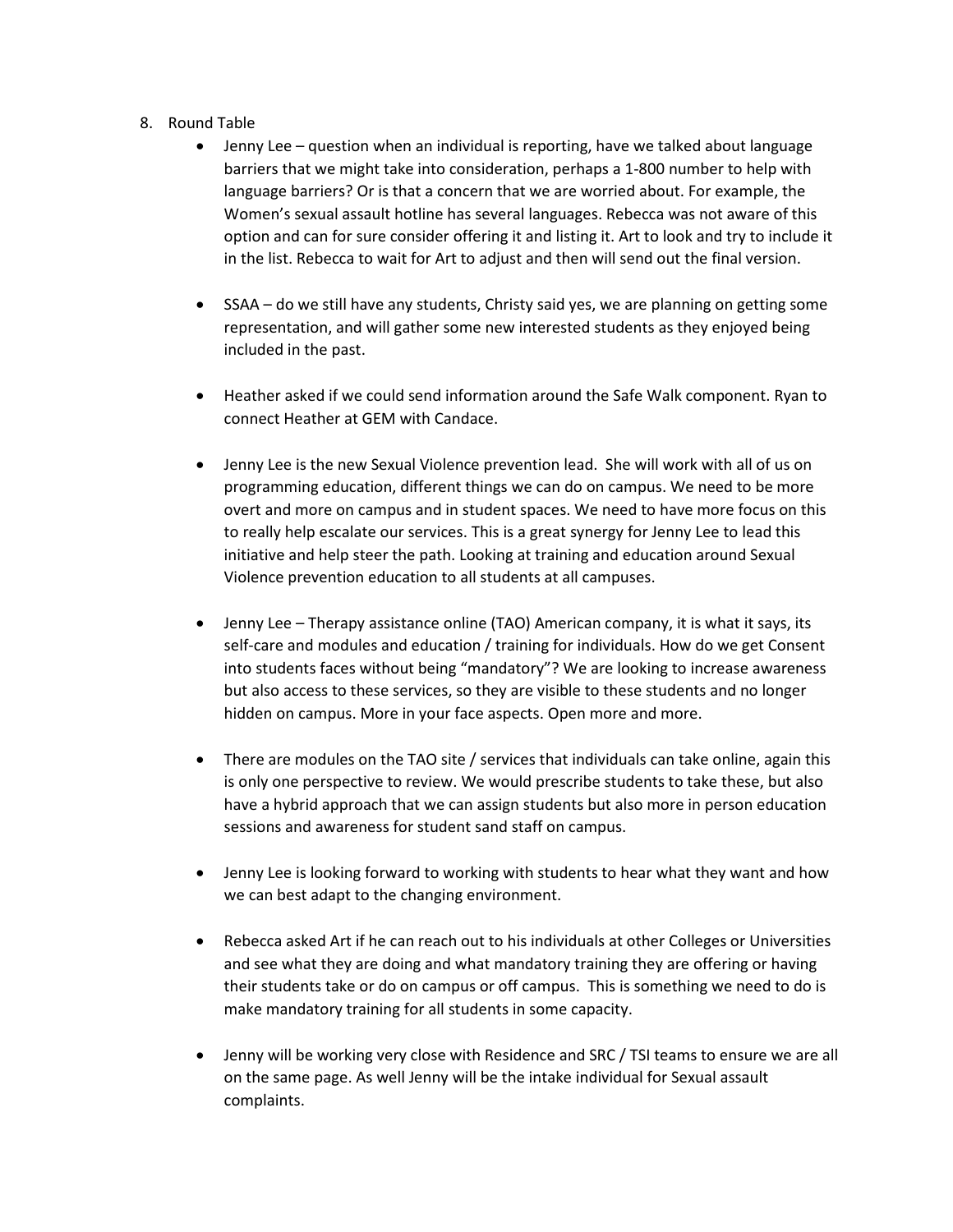8. Round Table

    - Jenny Lee – question when an individual is reporting, have we talked about language barriers that we might take into consideration, perhaps a 1-800 number to help with language barriers? Or is that a concern that we are worried about. For example, the Women's sexual assault hotline has several languages. Rebecca was not aware of this option and can for sure consider offering it and listing it. Art to look and try to include it in the list. Rebecca to wait for Art to adjust and then will send out the final version.

    - SSAA – do we still have any students, Christy said yes, we are planning on getting some representation, and will gather some new interested students as they enjoyed being included in the past.

    - Heather asked if we could send information around the Safe Walk component. Ryan to connect Heather at GEM with Candace.

    - Jenny Lee is the new Sexual Violence prevention lead. She will work with all of us on programming education, different things we can do on campus. We need to be more overt and more on campus and in student spaces. We need to have more focus on this to really help escalate our services. This is a great synergy for Jenny Lee to lead this initiative and help steer the path. Looking at training and education around Sexual Violence prevention education to all students at all campuses.

    - Jenny Lee – Therapy assistance online (TAO) American company, it is what it says, its self-care and modules and education / training for individuals. How do we get Consent into students faces without being "mandatory"? We are looking to increase awareness but also access to these services, so they are visible to these students and no longer hidden on campus. More in your face aspects. Open more and more.

    - There are modules on the TAO site / services that individuals can take online, again this is only one perspective to review. We would prescribe students to take these, but also have a hybrid approach that we can assign students but also more in person education sessions and awareness for student sand staff on campus.

    - Jenny Lee is looking forward to working with students to hear what they want and how we can best adapt to the changing environment.

    - Rebecca asked Art if he can reach out to his individuals at other Colleges or Universities and see what they are doing and what mandatory training they are offering or having their students take or do on campus or off campus. This is something we need to do is make mandatory training for all students in some capacity.

    - Jenny will be working very close with Residence and SRC / TSI teams to ensure we are all on the same page. As well Jenny will be the intake individual for Sexual assault complaints.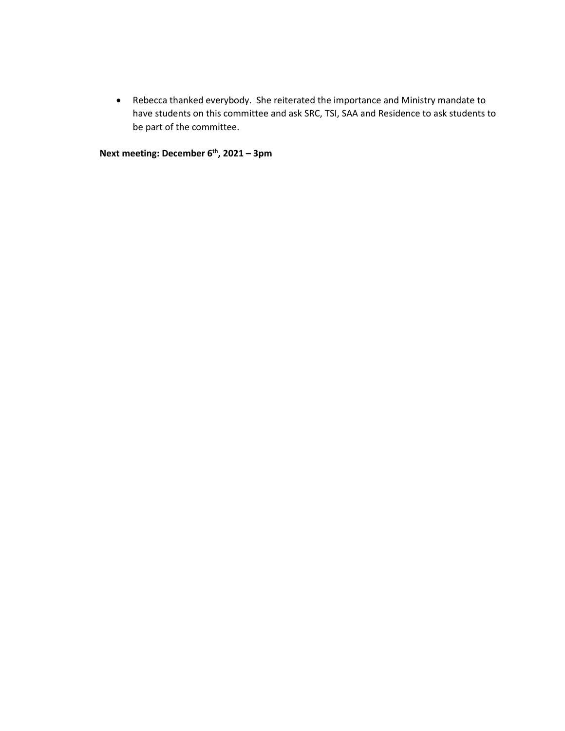- Rebecca thanked everybody. She reiterated the importance and Ministry mandate to have students on this committee and ask SRC, TSI, SAA and Residence to ask students to be part of the committee.

**Next meeting: December 6th, 2021 – 3pm**